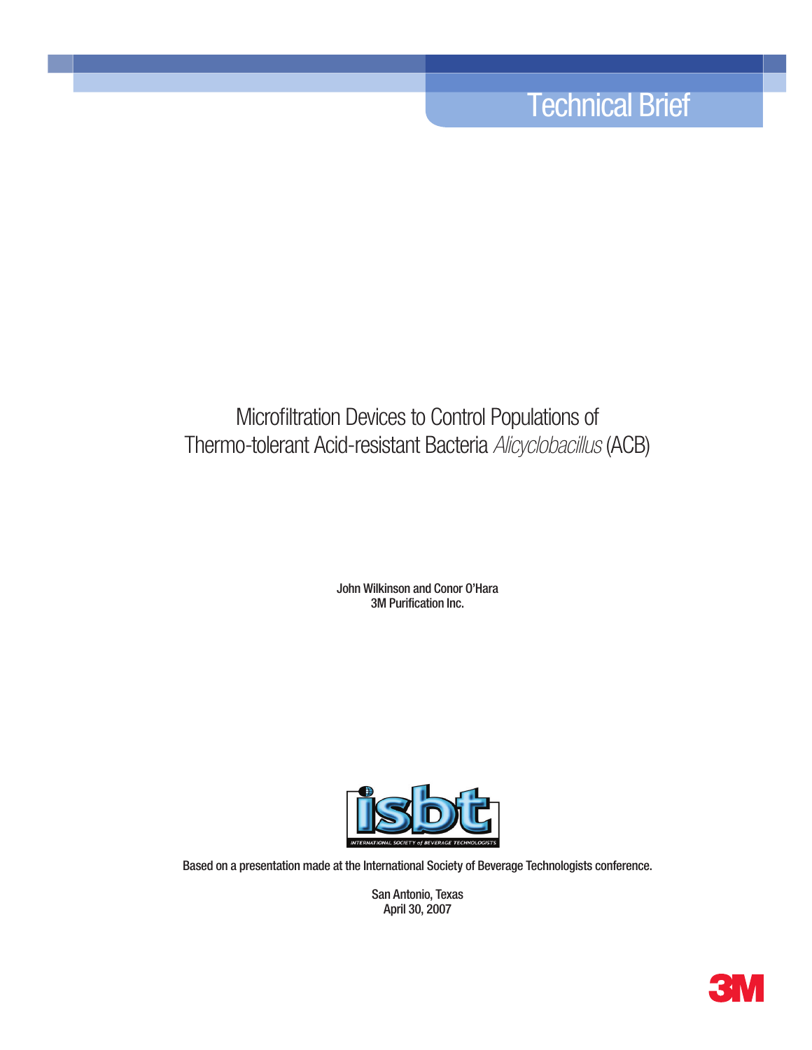Technical Brief

# Microfiltration Devices to Control Populations of Thermo-tolerant Acid-resistant Bacteria *Alicyclobacillus* (ACB)

**John Wilkinson and Conor O'Hara**
**3M Purification Inc.**

isbt
INTERNATIONAL SOCIETY of BEVERAGE TECHNOLOGISTS

Based on a presentation made at the International Society of Beverage Technologists conference.

San Antonio, Texas
April 30, 2007

3M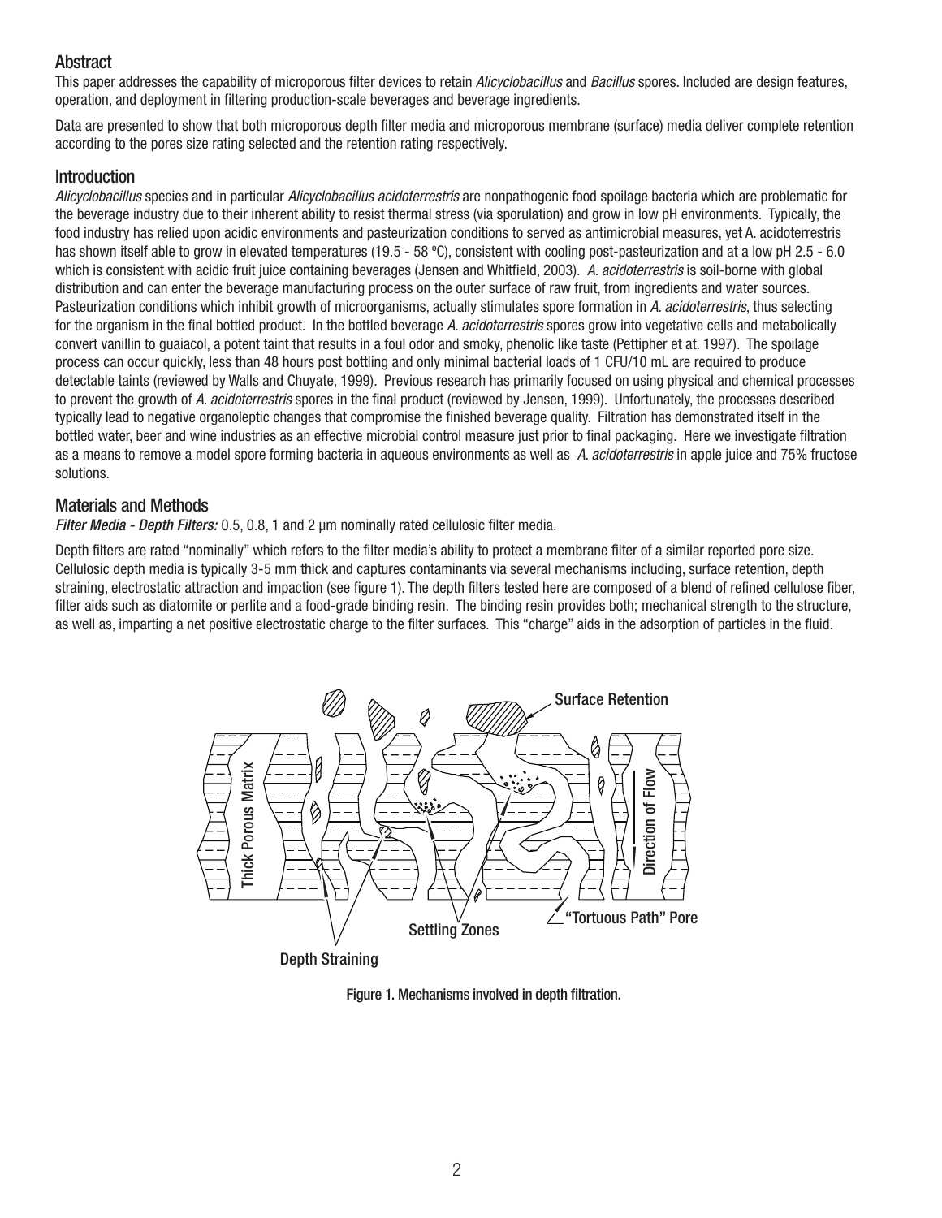## Abstract

This paper addresses the capability of microporous filter devices to retain *Alicyclobacillus* and *Bacillus* spores. Included are design features, operation, and deployment in filtering production-scale beverages and beverage ingredients.

Data are presented to show that both microporous depth filter media and microporous membrane (surface) media deliver complete retention according to the pores size rating selected and the retention rating respectively.

## Introduction

*Alicyclobacillus* species and in particular *Alicyclobacillus acidoterrestris* are nonpathogenic food spoilage bacteria which are problematic for the beverage industry due to their inherent ability to resist thermal stress (via sporulation) and grow in low pH environments. Typically, the food industry has relied upon acidic environments and pasteurization conditions to served as antimicrobial measures, yet A. acidoterrestris has shown itself able to grow in elevated temperatures (19.5 - 58 ºC), consistent with cooling post-pasteurization and at a low pH 2.5 - 6.0 which is consistent with acidic fruit juice containing beverages (Jensen and Whitfield, 2003). *A. acidoterrestris* is soil-borne with global distribution and can enter the beverage manufacturing process on the outer surface of raw fruit, from ingredients and water sources. Pasteurization conditions which inhibit growth of microorganisms, actually stimulates spore formation in *A. acidoterrestris*, thus selecting for the organism in the final bottled product. In the bottled beverage *A. acidoterrestris* spores grow into vegetative cells and metabolically convert vanillin to guaiacol, a potent taint that results in a foul odor and smoky, phenolic like taste (Pettipher et at. 1997). The spoilage process can occur quickly, less than 48 hours post bottling and only minimal bacterial loads of 1 CFU/10 mL are required to produce detectable taints (reviewed by Walls and Chuyate, 1999). Previous research has primarily focused on using physical and chemical processes to prevent the growth of *A. acidoterrestris* spores in the final product (reviewed by Jensen, 1999). Unfortunately, the processes described typically lead to negative organoleptic changes that compromise the finished beverage quality. Filtration has demonstrated itself in the bottled water, beer and wine industries as an effective microbial control measure just prior to final packaging. Here we investigate filtration as a means to remove a model spore forming bacteria in aqueous environments as well as *A. acidoterrestris* in apple juice and 75% fructose solutions.

## Materials and Methods

*Filter Media - Depth Filters:* 0.5, 0.8, 1 and 2 µm nominally rated cellulosic filter media.

Depth filters are rated "nominally" which refers to the filter media's ability to protect a membrane filter of a similar reported pore size. Cellulosic depth media is typically 3-5 mm thick and captures contaminants via several mechanisms including, surface retention, depth straining, electrostatic attraction and impaction (see figure 1). The depth filters tested here are composed of a blend of refined cellulose fiber, filter aids such as diatomite or perlite and a food-grade binding resin. The binding resin provides both; mechanical strength to the structure, as well as, imparting a net positive electrostatic charge to the filter surfaces. This "charge" aids in the adsorption of particles in the fluid.

Surface Retention

Thick Porous Matrix

Direction of Flow

Settling Zones

"Tortuous Path" Pore

Depth Straining

Figure 1. Mechanisms involved in depth filtration.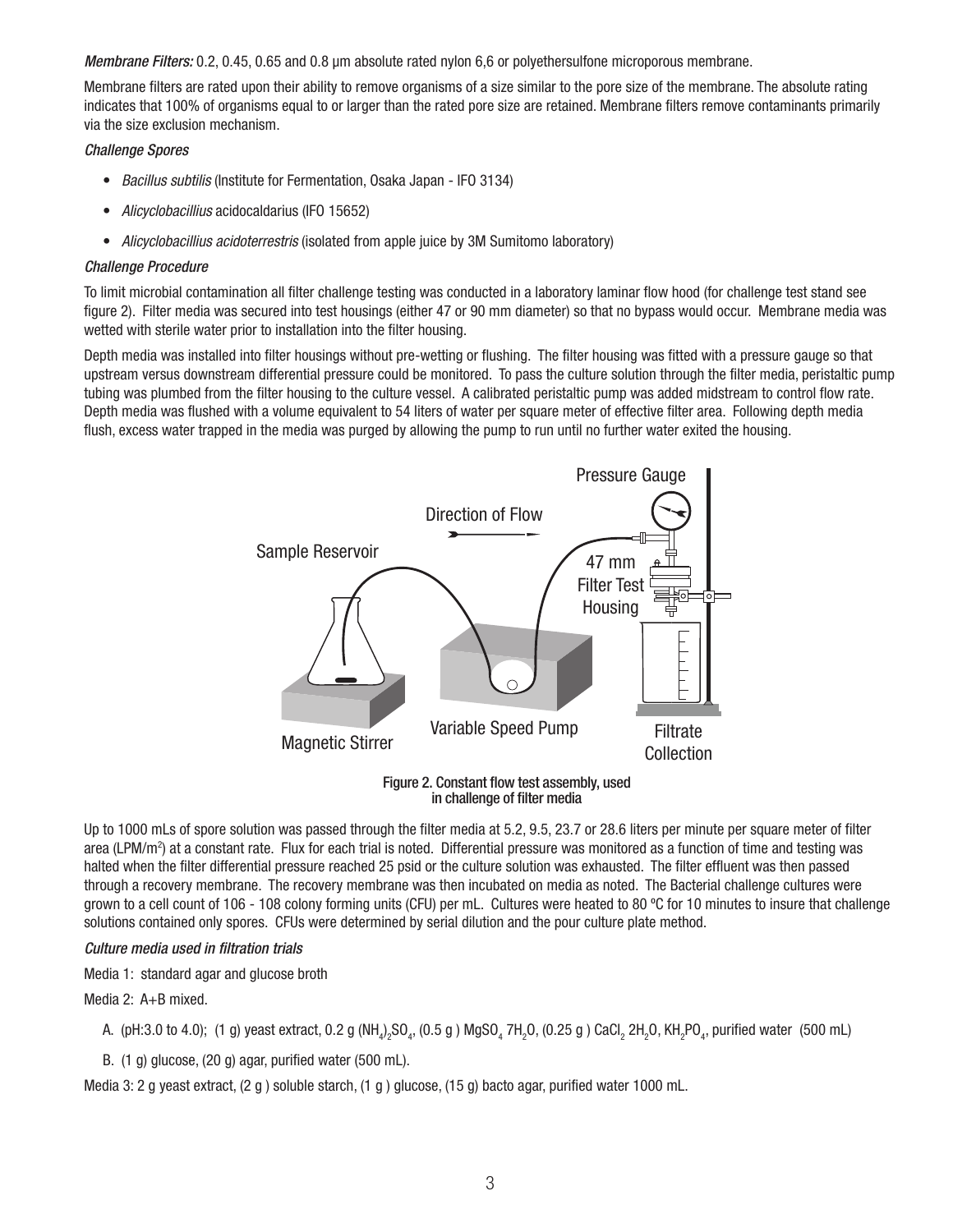*Membrane Filters:* 0.2, 0.45, 0.65 and 0.8 µm absolute rated nylon 6,6 or polyethersulfone microporous membrane.

Membrane filters are rated upon their ability to remove organisms of a size similar to the pore size of the membrane. The absolute rating indicates that 100% of organisms equal to or larger than the rated pore size are retained. Membrane filters remove contaminants primarily via the size exclusion mechanism.

*Challenge Spores*

- *Bacillus subtilis* (Institute for Fermentation, Osaka Japan - IFO 3134)
- *Alicyclobacillius* acidocaldarius (IFO 15652)
- *Alicyclobacillius acidoterrestris* (isolated from apple juice by 3M Sumitomo laboratory)

*Challenge Procedure*

To limit microbial contamination all filter challenge testing was conducted in a laboratory laminar flow hood (for challenge test stand see figure 2). Filter media was secured into test housings (either 47 or 90 mm diameter) so that no bypass would occur. Membrane media was wetted with sterile water prior to installation into the filter housing.

Depth media was installed into filter housings without pre-wetting or flushing. The filter housing was fitted with a pressure gauge so that upstream versus downstream differential pressure could be monitored. To pass the culture solution through the filter media, peristaltic pump tubing was plumbed from the filter housing to the culture vessel. A calibrated peristaltic pump was added midstream to control flow rate. Depth media was flushed with a volume equivalent to 54 liters of water per square meter of effective filter area. Following depth media flush, excess water trapped in the media was purged by allowing the pump to run until no further water exited the housing.

Figure 2. Constant flow test assembly, used in challenge of filter media

Up to 1000 mLs of spore solution was passed through the filter media at 5.2, 9.5, 23.7 or 28.6 liters per minute per square meter of filter area (LPM/$m^2$) at a constant rate. Flux for each trial is noted. Differential pressure was monitored as a function of time and testing was halted when the filter differential pressure reached 25 psid or the culture solution was exhausted. The filter effluent was then passed through a recovery membrane. The recovery membrane was then incubated on media as noted. The Bacterial challenge cultures were grown to a cell count of 106 - 108 colony forming units (CFU) per mL. Cultures were heated to 80 ºC for 10 minutes to insure that challenge solutions contained only spores. CFUs were determined by serial dilution and the pour culture plate method.

*Culture media used in filtration trials*

Media 1: standard agar and glucose broth

Media 2: A+B mixed.

A. (pH:3.0 to 4.0); (1 g) yeast extract, 0.2 g $(NH_4)_2SO_4$, (0.5 g ) $MgSO_4\ 7H_2O$, (0.25 g ) $CaCl_2\ 2H_2O$, $KH_2PO_4$, purified water (500 mL)

B. (1 g) glucose, (20 g) agar, purified water (500 mL).

Media 3: 2 g yeast extract, (2 g ) soluble starch, (1 g ) glucose, (15 g) bacto agar, purified water 1000 mL.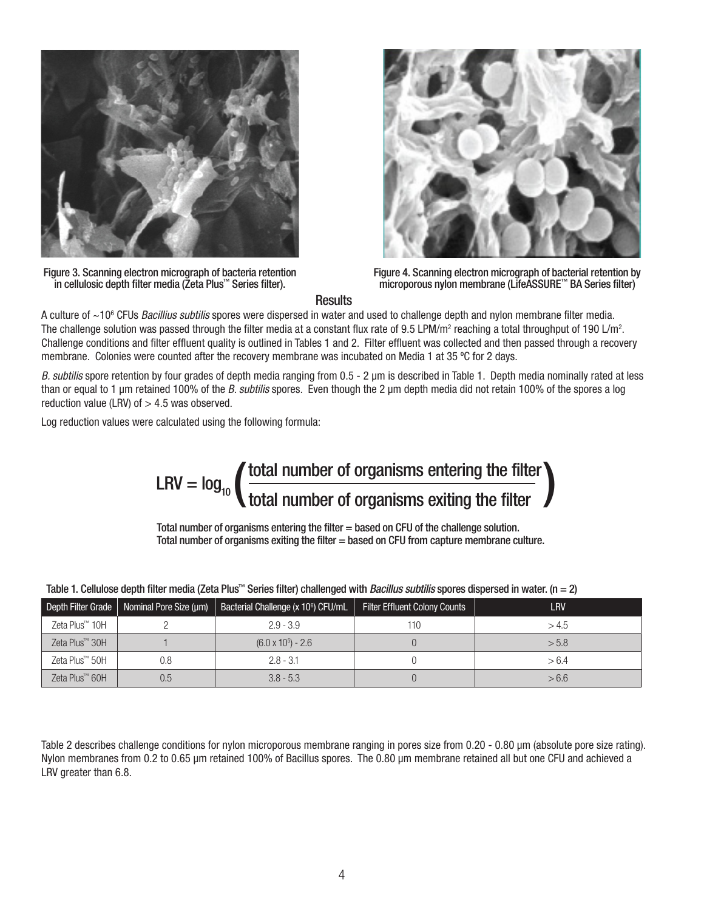Figure 3. Scanning electron micrograph of bacteria retention in cellulosic depth filter media (Zeta Plus™ Series filter).

Figure 4. Scanning electron micrograph of bacterial retention by microporous nylon membrane (LifeASSURE™ BA Series filter)

## Results

A culture of ~$10^6$ CFUs *Bacillius subtilis* spores were dispersed in water and used to challenge depth and nylon membrane filter media. The challenge solution was passed through the filter media at a constant flux rate of 9.5 LPM/$m^2$ reaching a total throughput of 190 L/$m^2$. Challenge conditions and filter effluent quality is outlined in Tables 1 and 2. Filter effluent was collected and then passed through a recovery membrane. Colonies were counted after the recovery membrane was incubated on Media 1 at 35 ºC for 2 days.

*B. subtilis* spore retention by four grades of depth media ranging from 0.5 - 2 µm is described in Table 1. Depth media nominally rated at less than or equal to 1 µm retained 100% of the *B. subtilis* spores. Even though the 2 µm depth media did not retain 100% of the spores a log reduction value (LRV) of > 4.5 was observed.

Log reduction values were calculated using the following formula:

$$\text{LRV} = \log_{10}\left(\frac{\text{total number of organisms entering the filter}}{\text{total number of organisms exiting the filter}}\right)$$

Total number of organisms entering the filter = based on CFU of the challenge solution.
Total number of organisms exiting the filter = based on CFU from capture membrane culture.

Table 1. Cellulose depth filter media (Zeta Plus™ Series filter) challenged with *Bacillus subtilis* spores dispersed in water. (n = 2)

| Depth Filter Grade | Nominal Pore Size (µm) | Bacterial Challenge (x $10^6$) CFU/mL | Filter Effluent Colony Counts | LRV |
|---|---|---|---|---|
| Zeta Plus™ 10H | 2 | 2.9 - 3.9 | 110 | > 4.5 |
| Zeta Plus™ 30H | 1 | ($6.0 \times 10^5$) - 2.6 | 0 | > 5.8 |
| Zeta Plus™ 50H | 0.8 | 2.8 - 3.1 | 0 | > 6.4 |
| Zeta Plus™ 60H | 0.5 | 3.8 - 5.3 | 0 | > 6.6 |

Table 2 describes challenge conditions for nylon microporous membrane ranging in pores size from 0.20 - 0.80 µm (absolute pore size rating). Nylon membranes from 0.2 to 0.65 µm retained 100% of Bacillus spores. The 0.80 µm membrane retained all but one CFU and achieved a LRV greater than 6.8.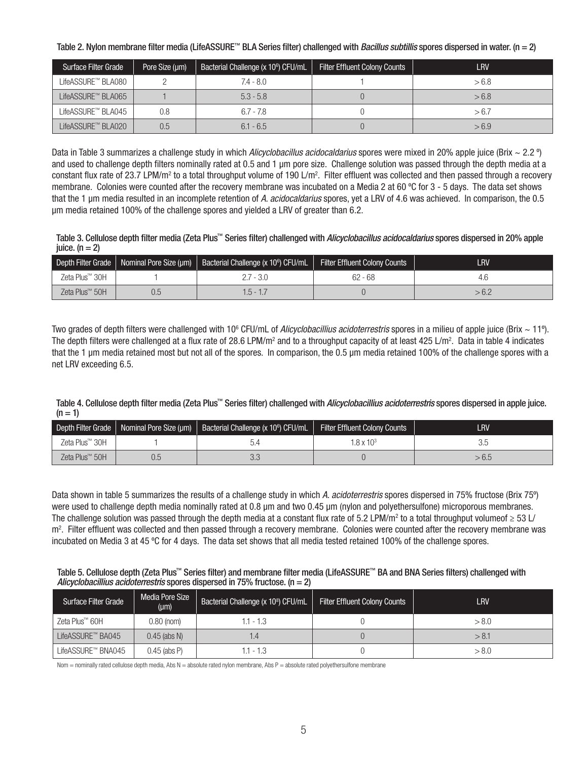Table 2. Nylon membrane filter media (LifeASSURE™ BLA Series filter) challenged with *Bacillus subtillis* spores dispersed in water. (n = 2)

| Surface Filter Grade | Pore Size (µm) | Bacterial Challenge (x $10^6$) CFU/mL | Filter Effluent Colony Counts | LRV |
|---|---|---|---|---|
| LifeASSURE™ BLA080 | 2 | 7.4 - 8.0 | 1 | > 6.8 |
| LifeASSURE™ BLA065 | 1 | 5.3 - 5.8 | 0 | > 6.8 |
| LifeASSURE™ BLA045 | 0.8 | 6.7 - 7.8 | 0 | > 6.7 |
| LifeASSURE™ BLA020 | 0.5 | 6.1 - 6.5 | 0 | > 6.9 |

Data in Table 3 summarizes a challenge study in which *Alicyclobacillus acidocaldarius* spores were mixed in 20% apple juice (Brix ~ 2.2 º) and used to challenge depth filters nominally rated at 0.5 and 1 µm pore size. Challenge solution was passed through the depth media at a constant flux rate of 23.7 LPM/m$^2$ to a total throughput volume of 190 L/m$^2$. Filter effluent was collected and then passed through a recovery membrane. Colonies were counted after the recovery membrane was incubated on a Media 2 at 60 ºC for 3 - 5 days. The data set shows that the 1 µm media resulted in an incomplete retention of *A. acidocaldarius* spores, yet a LRV of 4.6 was achieved. In comparison, the 0.5 µm media retained 100% of the challenge spores and yielded a LRV of greater than 6.2.

Table 3. Cellulose depth filter media (Zeta Plus™ Series filter) challenged with *Alicyclobacillus acidocaldarius* spores dispersed in 20% apple juice. (n = 2)

| Depth Filter Grade | Nominal Pore Size (µm) | Bacterial Challenge (x $10^6$) CFU/mL | Filter Effluent Colony Counts | LRV |
|---|---|---|---|---|
| Zeta Plus™ 30H | 1 | 2.7 - 3.0 | 62 - 68 | 4.6 |
| Zeta Plus™ 50H | 0.5 | 1.5 - 1.7 | 0 | > 6.2 |

Two grades of depth filters were challenged with $10^6$ CFU/mL of *Alicyclobacillius acidoterrestris* spores in a milieu of apple juice (Brix ~ 11º). The depth filters were challenged at a flux rate of 28.6 LPM/m$^2$ and to a throughput capacity of at least 425 L/m$^2$. Data in table 4 indicates that the 1 µm media retained most but not all of the spores. In comparison, the 0.5 µm media retained 100% of the challenge spores with a net LRV exceeding 6.5.

Table 4. Cellulose depth filter media (Zeta Plus™ Series filter) challenged with *Alicyclobacillius acidoterrestris* spores dispersed in apple juice. (n = 1)

| Depth Filter Grade | Nominal Pore Size (µm) | Bacterial Challenge (x $10^6$) CFU/mL | Filter Effluent Colony Counts | LRV |
|---|---|---|---|---|
| Zeta Plus™ 30H | 1 | 5.4 | $1.8 \times 10^3$ | 3.5 |
| Zeta Plus™ 50H | 0.5 | 3.3 | 0 | > 6.5 |

Data shown in table 5 summarizes the results of a challenge study in which *A. acidoterrestris* spores dispersed in 75% fructose (Brix 75º) were used to challenge depth media nominally rated at 0.8 µm and two 0.45 µm (nylon and polyethersulfone) microporous membranes. The challenge solution was passed through the depth media at a constant flux rate of 5.2 LPM/m$^2$ to a total throughput volumeof ≥ 53 L/m$^2$. Filter effluent was collected and then passed through a recovery membrane. Colonies were counted after the recovery membrane was incubated on Media 3 at 45 ºC for 4 days. The data set shows that all media tested retained 100% of the challenge spores.

Table 5. Cellulose depth (Zeta Plus™ Series filter) and membrane filter media (LifeASSURE™ BA and BNA Series filters) challenged with *Alicyclobacillius acidoterrestris* spores dispersed in 75% fructose. (n = 2)

| Surface Filter Grade | Media Pore Size (µm) | Bacterial Challenge (x $10^8$) CFU/mL | Filter Effluent Colony Counts | LRV |
|---|---|---|---|---|
| Zeta Plus™ 60H | 0.80 (nom) | 1.1 - 1.3 | 0 | > 8.0 |
| LifeASSURE™ BA045 | 0.45 (abs N) | 1.4 | 0 | > 8.1 |
| LifeASSURE™ BNA045 | 0.45 (abs P) | 1.1 - 1.3 | 0 | > 8.0 |

Nom = nominally rated cellulose depth media, Abs N = absolute rated nylon membrane, Abs P = absolute rated polyethersulfone membrane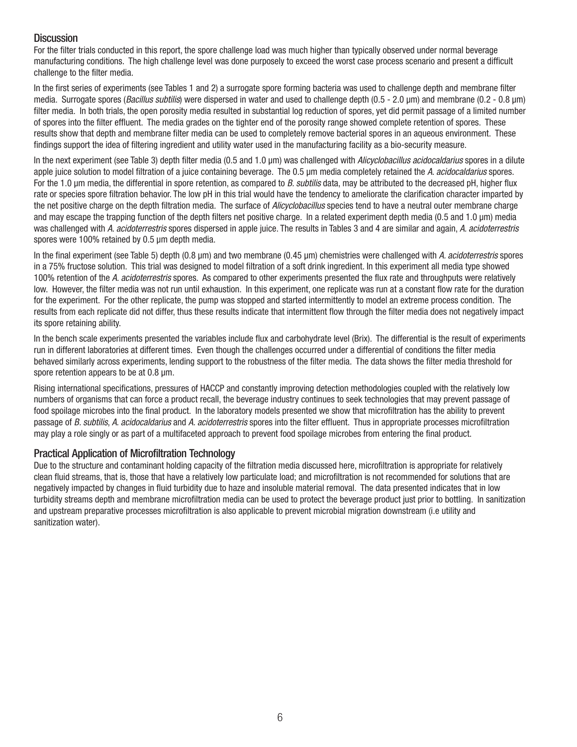## Discussion

For the filter trials conducted in this report, the spore challenge load was much higher than typically observed under normal beverage manufacturing conditions. The high challenge level was done purposely to exceed the worst case process scenario and present a difficult challenge to the filter media.

In the first series of experiments (see Tables 1 and 2) a surrogate spore forming bacteria was used to challenge depth and membrane filter media. Surrogate spores (*Bacillus subtilis*) were dispersed in water and used to challenge depth (0.5 - 2.0 µm) and membrane (0.2 - 0.8 µm) filter media. In both trials, the open porosity media resulted in substantial log reduction of spores, yet did permit passage of a limited number of spores into the filter effluent. The media grades on the tighter end of the porosity range showed complete retention of spores. These results show that depth and membrane filter media can be used to completely remove bacterial spores in an aqueous environment. These findings support the idea of filtering ingredient and utility water used in the manufacturing facility as a bio-security measure.

In the next experiment (see Table 3) depth filter media (0.5 and 1.0 µm) was challenged with *Alicyclobacillus acidocaldarius* spores in a dilute apple juice solution to model filtration of a juice containing beverage. The 0.5 µm media completely retained the *A. acidocaldarius* spores. For the 1.0 µm media, the differential in spore retention, as compared to *B. subtilis* data, may be attributed to the decreased pH, higher flux rate or species spore filtration behavior. The low pH in this trial would have the tendency to ameliorate the clarification character imparted by the net positive charge on the depth filtration media. The surface of *Alicyclobacillus* species tend to have a neutral outer membrane charge and may escape the trapping function of the depth filters net positive charge. In a related experiment depth media (0.5 and 1.0 µm) media was challenged with *A. acidoterrestris* spores dispersed in apple juice. The results in Tables 3 and 4 are similar and again, *A. acidoterrestris* spores were 100% retained by 0.5 µm depth media.

In the final experiment (see Table 5) depth (0.8 µm) and two membrane (0.45 µm) chemistries were challenged with *A. acidoterrestris* spores in a 75% fructose solution. This trial was designed to model filtration of a soft drink ingredient. In this experiment all media type showed 100% retention of the *A. acidoterrestris* spores. As compared to other experiments presented the flux rate and throughputs were relatively low. However, the filter media was not run until exhaustion. In this experiment, one replicate was run at a constant flow rate for the duration for the experiment. For the other replicate, the pump was stopped and started intermittently to model an extreme process condition. The results from each replicate did not differ, thus these results indicate that intermittent flow through the filter media does not negatively impact its spore retaining ability.

In the bench scale experiments presented the variables include flux and carbohydrate level (Brix). The differential is the result of experiments run in different laboratories at different times. Even though the challenges occurred under a differential of conditions the filter media behaved similarly across experiments, lending support to the robustness of the filter media. The data shows the filter media threshold for spore retention appears to be at 0.8 µm.

Rising international specifications, pressures of HACCP and constantly improving detection methodologies coupled with the relatively low numbers of organisms that can force a product recall, the beverage industry continues to seek technologies that may prevent passage of food spoilage microbes into the final product. In the laboratory models presented we show that microfiltration has the ability to prevent passage of *B. subtilis*, *A. acidocaldarius* and *A. acidoterrestris* spores into the filter effluent. Thus in appropriate processes microfiltration may play a role singly or as part of a multifaceted approach to prevent food spoilage microbes from entering the final product.

## Practical Application of Microfiltration Technology

Due to the structure and contaminant holding capacity of the filtration media discussed here, microfiltration is appropriate for relatively clean fluid streams, that is, those that have a relatively low particulate load; and microfiltration is not recommended for solutions that are negatively impacted by changes in fluid turbidity due to haze and insoluble material removal. The data presented indicates that in low turbidity streams depth and membrane microfiltration media can be used to protect the beverage product just prior to bottling. In sanitization and upstream preparative processes microfiltration is also applicable to prevent microbial migration downstream (i.e utility and sanitization water).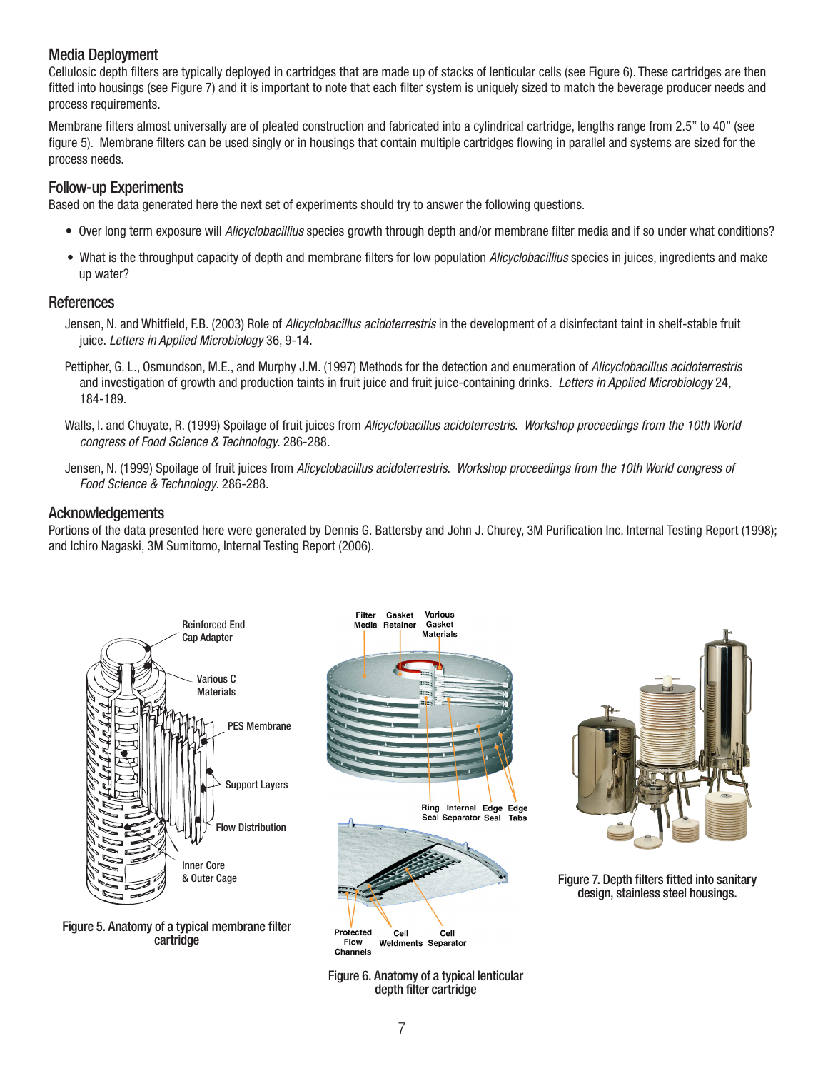## Media Deployment

Cellulosic depth filters are typically deployed in cartridges that are made up of stacks of lenticular cells (see Figure 6). These cartridges are then fitted into housings (see Figure 7) and it is important to note that each filter system is uniquely sized to match the beverage producer needs and process requirements.

Membrane filters almost universally are of pleated construction and fabricated into a cylindrical cartridge, lengths range from 2.5" to 40" (see figure 5). Membrane filters can be used singly or in housings that contain multiple cartridges flowing in parallel and systems are sized for the process needs.

## Follow-up Experiments

Based on the data generated here the next set of experiments should try to answer the following questions.

- Over long term exposure will *Alicyclobacillius* species growth through depth and/or membrane filter media and if so under what conditions?
- What is the throughput capacity of depth and membrane filters for low population *Alicyclobacillius* species in juices, ingredients and make up water?

## References

Jensen, N. and Whitfield, F.B. (2003) Role of *Alicyclobacillus acidoterrestris* in the development of a disinfectant taint in shelf-stable fruit juice. *Letters in Applied Microbiology* 36, 9-14.

Pettipher, G. L., Osmundson, M.E., and Murphy J.M. (1997) Methods for the detection and enumeration of *Alicyclobacillus acidoterrestris* and investigation of growth and production taints in fruit juice and fruit juice-containing drinks. *Letters in Applied Microbiology* 24, 184-189.

Walls, I. and Chuyate, R. (1999) Spoilage of fruit juices from *Alicyclobacillus acidoterrestris*. *Workshop proceedings from the 10th World congress of Food Science & Technology*. 286-288.

Jensen, N. (1999) Spoilage of fruit juices from *Alicyclobacillus acidoterrestris*. *Workshop proceedings from the 10th World congress of Food Science & Technology*. 286-288.

## Acknowledgements

Portions of the data presented here were generated by Dennis G. Battersby and John J. Churey, 3M Purification Inc. Internal Testing Report (1998); and Ichiro Nagaski, 3M Sumitomo, Internal Testing Report (2006).

Figure 5. Anatomy of a typical membrane filter cartridge

Figure 6. Anatomy of a typical lenticular depth filter cartridge

Figure 7. Depth filters fitted into sanitary design, stainless steel housings.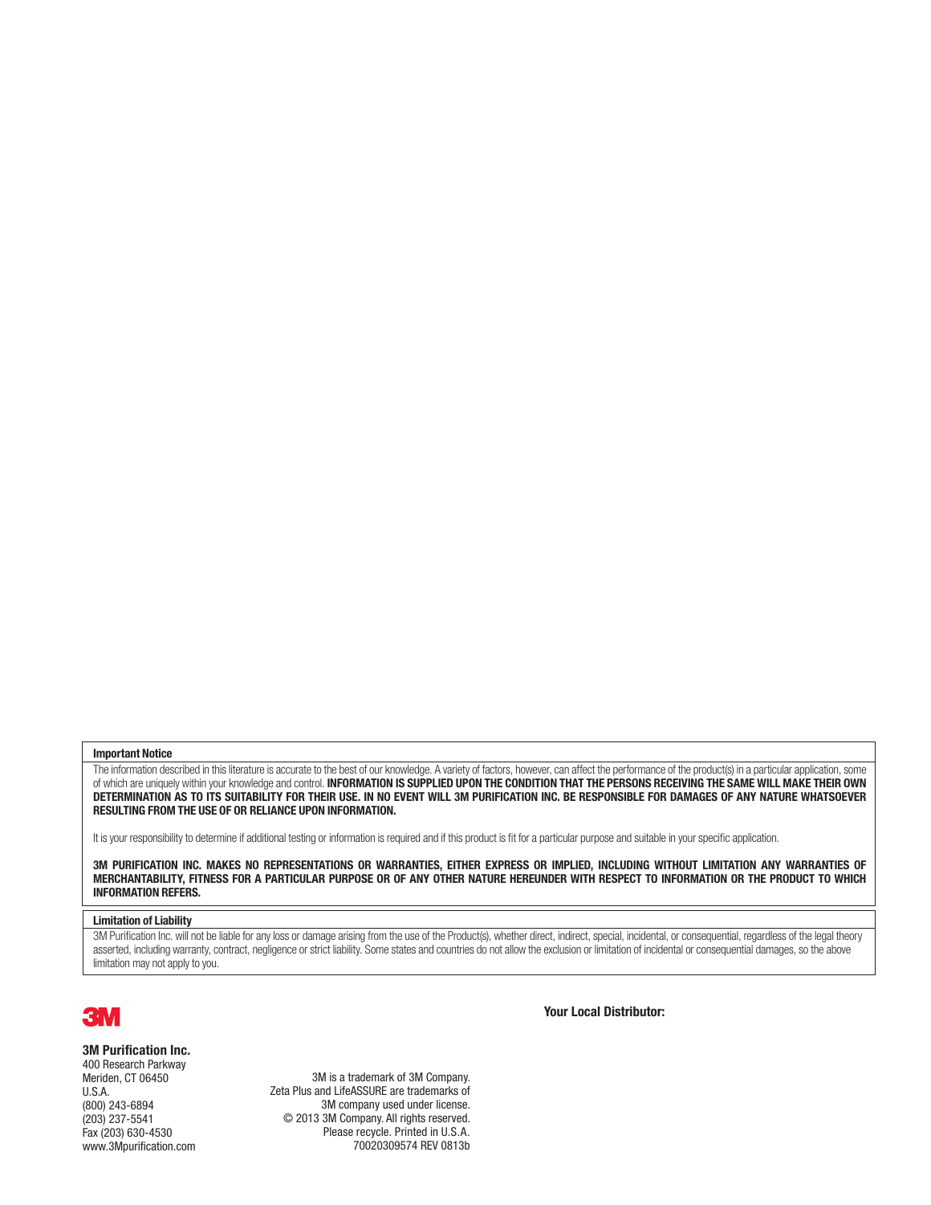**Important Notice**

The information described in this literature is accurate to the best of our knowledge. A variety of factors, however, can affect the performance of the product(s) in a particular application, some of which are uniquely within your knowledge and control. **INFORMATION IS SUPPLIED UPON THE CONDITION THAT THE PERSONS RECEIVING THE SAME WILL MAKE THEIR OWN DETERMINATION AS TO ITS SUITABILITY FOR THEIR USE. IN NO EVENT WILL 3M PURIFICATION INC. BE RESPONSIBLE FOR DAMAGES OF ANY NATURE WHATSOEVER RESULTING FROM THE USE OF OR RELIANCE UPON INFORMATION.**

It is your responsibility to determine if additional testing or information is required and if this product is fit for a particular purpose and suitable in your specific application.

**3M PURIFICATION INC. MAKES NO REPRESENTATIONS OR WARRANTIES, EITHER EXPRESS OR IMPLIED, INCLUDING WITHOUT LIMITATION ANY WARRANTIES OF MERCHANTABILITY, FITNESS FOR A PARTICULAR PURPOSE OR OF ANY OTHER NATURE HEREUNDER WITH RESPECT TO INFORMATION OR THE PRODUCT TO WHICH INFORMATION REFERS.**

**Limitation of Liability**

3M Purification Inc. will not be liable for any loss or damage arising from the use of the Product(s), whether direct, indirect, special, incidental, or consequential, regardless of the legal theory asserted, including warranty, contract, negligence or strict liability. Some states and countries do not allow the exclusion or limitation of incidental or consequential damages, so the above limitation may not apply to you.

3M

**Your Local Distributor:**

**3M Purification Inc.**
400 Research Parkway
Meriden, CT 06450
U.S.A.
(800) 243-6894
(203) 237-5541
Fax (203) 630-4530
www.3Mpurification.com

3M is a trademark of 3M Company.
Zeta Plus and LifeASSURE are trademarks of
3M company used under license.
© 2013 3M Company. All rights reserved.
Please recycle. Printed in U.S.A.
70020309574 REV 0813b